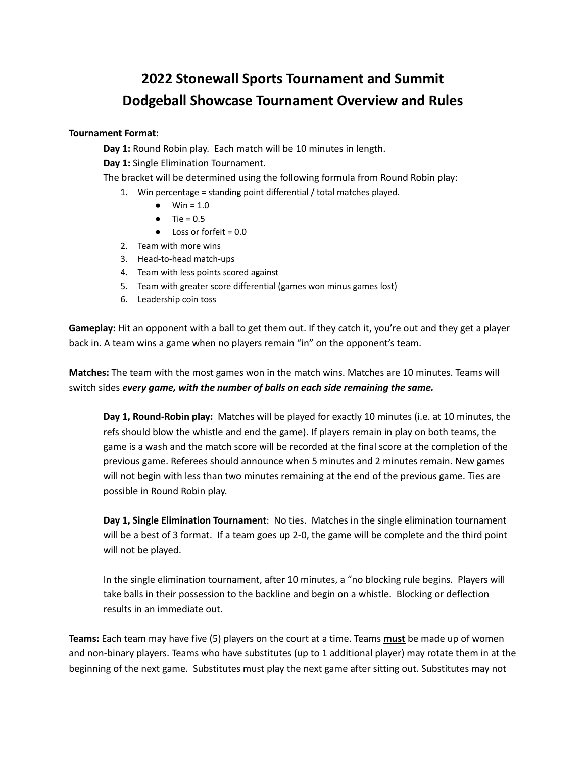# 2022 Stonewall Sports Tournament and Summit
# Dodgeball Showcase Tournament Overview and Rules

**Tournament Format:**

**Day 1:** Round Robin play. Each match will be 10 minutes in length.

**Day 1:** Single Elimination Tournament.

The bracket will be determined using the following formula from Round Robin play:

1. Win percentage = standing point differential / total matches played.
   - Win = 1.0
   - Tie = 0.5
   - Loss or forfeit = 0.0
2. Team with more wins
3. Head-to-head match-ups
4. Team with less points scored against
5. Team with greater score differential (games won minus games lost)
6. Leadership coin toss

**Gameplay:** Hit an opponent with a ball to get them out. If they catch it, you're out and they get a player back in. A team wins a game when no players remain "in" on the opponent's team.

**Matches:** The team with the most games won in the match wins. Matches are 10 minutes. Teams will switch sides ***every game, with the number of balls on each side remaining the same.***

> **Day 1, Round-Robin play:** Matches will be played for exactly 10 minutes (i.e. at 10 minutes, the refs should blow the whistle and end the game). If players remain in play on both teams, the game is a wash and the match score will be recorded at the final score at the completion of the previous game. Referees should announce when 5 minutes and 2 minutes remain. New games will not begin with less than two minutes remaining at the end of the previous game. Ties are possible in Round Robin play.
>
> **Day 1, Single Elimination Tournament**: No ties. Matches in the single elimination tournament will be a best of 3 format. If a team goes up 2-0, the game will be complete and the third point will not be played.
>
> In the single elimination tournament, after 10 minutes, a "no blocking rule begins. Players will take balls in their possession to the backline and begin on a whistle. Blocking or deflection results in an immediate out.

**Teams:** Each team may have five (5) players on the court at a time. Teams **must** be made up of women and non-binary players. Teams who have substitutes (up to 1 additional player) may rotate them in at the beginning of the next game. Substitutes must play the next game after sitting out. Substitutes may not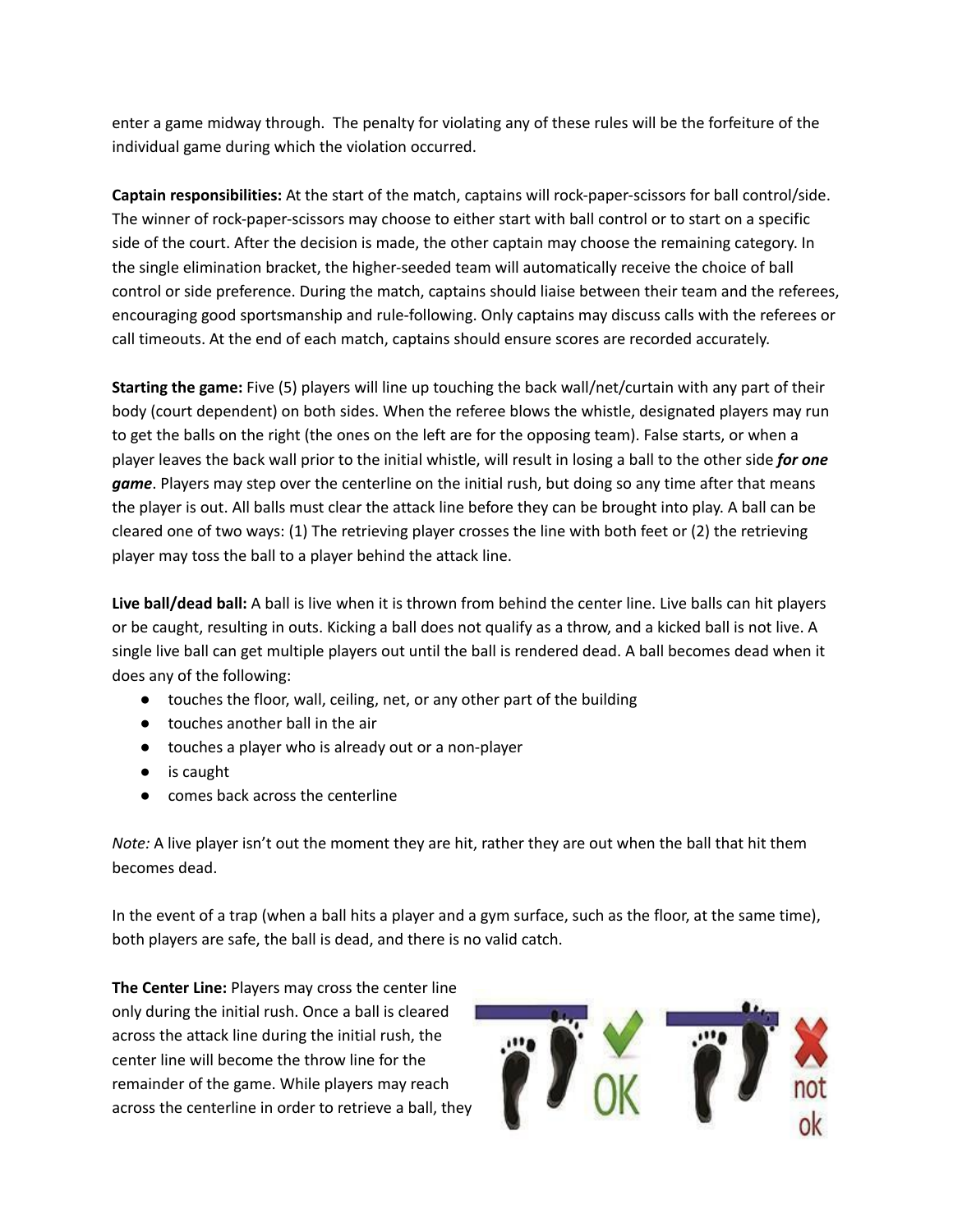enter a game midway through. The penalty for violating any of these rules will be the forfeiture of the individual game during which the violation occurred.

**Captain responsibilities:** At the start of the match, captains will rock-paper-scissors for ball control/side. The winner of rock-paper-scissors may choose to either start with ball control or to start on a specific side of the court. After the decision is made, the other captain may choose the remaining category. In the single elimination bracket, the higher-seeded team will automatically receive the choice of ball control or side preference. During the match, captains should liaise between their team and the referees, encouraging good sportsmanship and rule-following. Only captains may discuss calls with the referees or call timeouts. At the end of each match, captains should ensure scores are recorded accurately.

**Starting the game:** Five (5) players will line up touching the back wall/net/curtain with any part of their body (court dependent) on both sides. When the referee blows the whistle, designated players may run to get the balls on the right (the ones on the left are for the opposing team). False starts, or when a player leaves the back wall prior to the initial whistle, will result in losing a ball to the other side ***for one game***. Players may step over the centerline on the initial rush, but doing so any time after that means the player is out. All balls must clear the attack line before they can be brought into play. A ball can be cleared one of two ways: (1) The retrieving player crosses the line with both feet or (2) the retrieving player may toss the ball to a player behind the attack line.

**Live ball/dead ball:** A ball is live when it is thrown from behind the center line. Live balls can hit players or be caught, resulting in outs. Kicking a ball does not qualify as a throw, and a kicked ball is not live. A single live ball can get multiple players out until the ball is rendered dead. A ball becomes dead when it does any of the following:

- touches the floor, wall, ceiling, net, or any other part of the building
- touches another ball in the air
- touches a player who is already out or a non-player
- is caught
- comes back across the centerline

*Note:* A live player isn't out the moment they are hit, rather they are out when the ball that hit them becomes dead.

In the event of a trap (when a ball hits a player and a gym surface, such as the floor, at the same time), both players are safe, the ball is dead, and there is no valid catch.

**The Center Line:** Players may cross the center line only during the initial rush. Once a ball is cleared across the attack line during the initial rush, the center line will become the throw line for the remainder of the game. While players may reach across the centerline in order to retrieve a ball, they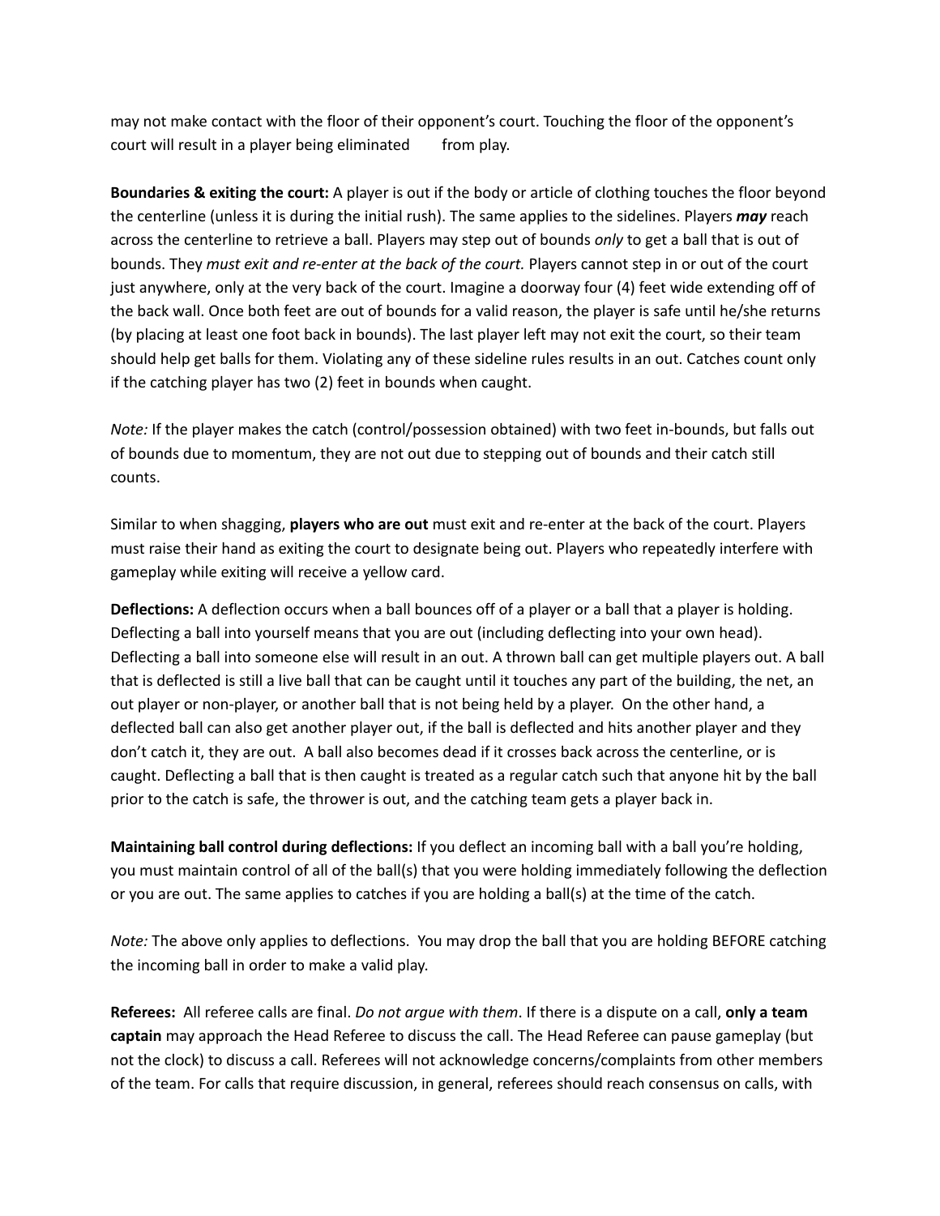may not make contact with the floor of their opponent's court. Touching the floor of the opponent's court will result in a player being eliminated from play.

**Boundaries & exiting the court:** A player is out if the body or article of clothing touches the floor beyond the centerline (unless it is during the initial rush). The same applies to the sidelines. Players ***may*** reach across the centerline to retrieve a ball. Players may step out of bounds *only* to get a ball that is out of bounds. They *must exit and re-enter at the back of the court.* Players cannot step in or out of the court just anywhere, only at the very back of the court. Imagine a doorway four (4) feet wide extending off of the back wall. Once both feet are out of bounds for a valid reason, the player is safe until he/she returns (by placing at least one foot back in bounds). The last player left may not exit the court, so their team should help get balls for them. Violating any of these sideline rules results in an out. Catches count only if the catching player has two (2) feet in bounds when caught.

*Note:* If the player makes the catch (control/possession obtained) with two feet in-bounds, but falls out of bounds due to momentum, they are not out due to stepping out of bounds and their catch still counts.

Similar to when shagging, **players who are out** must exit and re-enter at the back of the court. Players must raise their hand as exiting the court to designate being out. Players who repeatedly interfere with gameplay while exiting will receive a yellow card.

**Deflections:** A deflection occurs when a ball bounces off of a player or a ball that a player is holding. Deflecting a ball into yourself means that you are out (including deflecting into your own head). Deflecting a ball into someone else will result in an out. A thrown ball can get multiple players out. A ball that is deflected is still a live ball that can be caught until it touches any part of the building, the net, an out player or non-player, or another ball that is not being held by a player. On the other hand, a deflected ball can also get another player out, if the ball is deflected and hits another player and they don't catch it, they are out. A ball also becomes dead if it crosses back across the centerline, or is caught. Deflecting a ball that is then caught is treated as a regular catch such that anyone hit by the ball prior to the catch is safe, the thrower is out, and the catching team gets a player back in.

**Maintaining ball control during deflections:** If you deflect an incoming ball with a ball you're holding, you must maintain control of all of the ball(s) that you were holding immediately following the deflection or you are out. The same applies to catches if you are holding a ball(s) at the time of the catch.

*Note:* The above only applies to deflections. You may drop the ball that you are holding BEFORE catching the incoming ball in order to make a valid play.

**Referees:** All referee calls are final. *Do not argue with them*. If there is a dispute on a call, **only a team captain** may approach the Head Referee to discuss the call. The Head Referee can pause gameplay (but not the clock) to discuss a call. Referees will not acknowledge concerns/complaints from other members of the team. For calls that require discussion, in general, referees should reach consensus on calls, with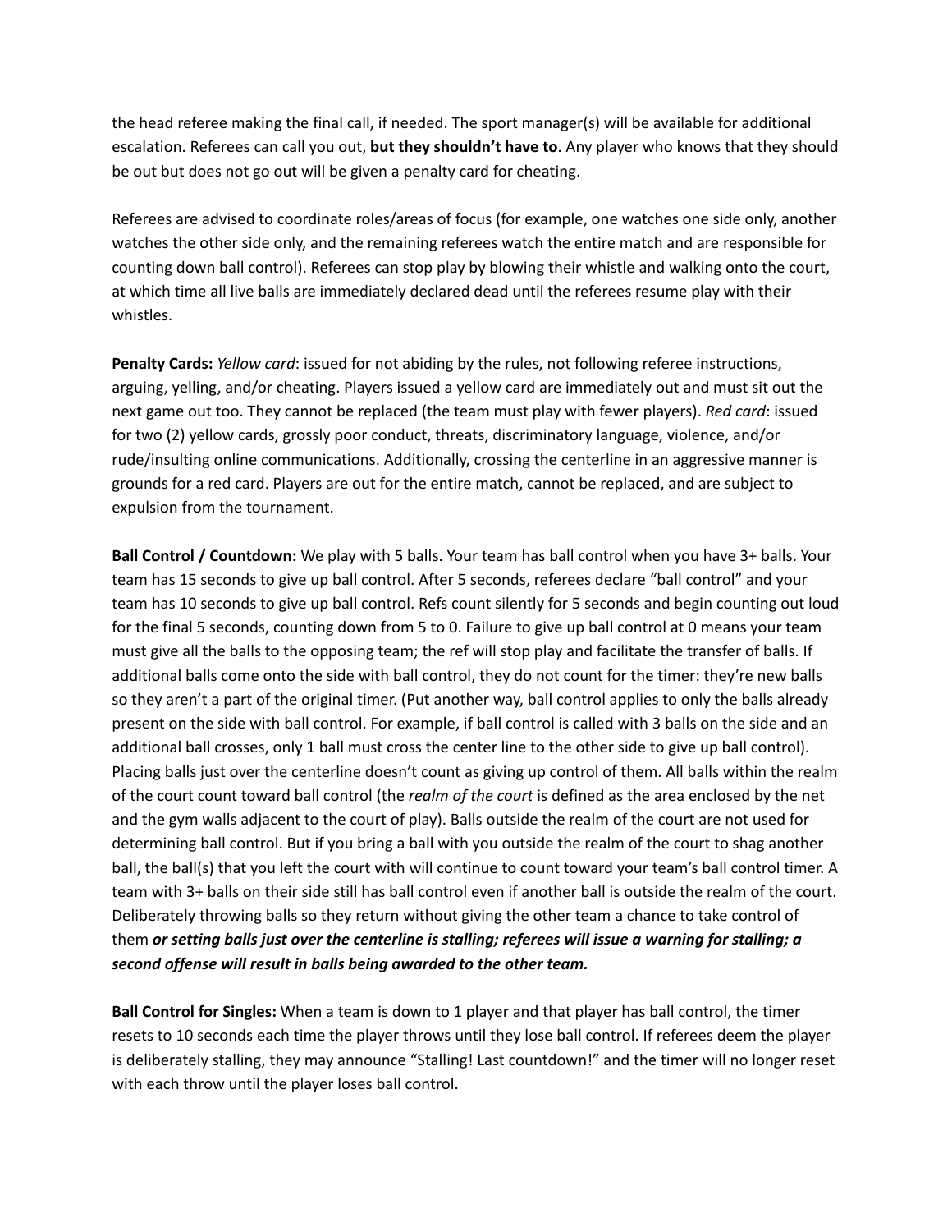the head referee making the final call, if needed. The sport manager(s) will be available for additional escalation. Referees can call you out, **but they shouldn't have to**. Any player who knows that they should be out but does not go out will be given a penalty card for cheating.

Referees are advised to coordinate roles/areas of focus (for example, one watches one side only, another watches the other side only, and the remaining referees watch the entire match and are responsible for counting down ball control). Referees can stop play by blowing their whistle and walking onto the court, at which time all live balls are immediately declared dead until the referees resume play with their whistles.

**Penalty Cards:** *Yellow card*: issued for not abiding by the rules, not following referee instructions, arguing, yelling, and/or cheating. Players issued a yellow card are immediately out and must sit out the next game out too. They cannot be replaced (the team must play with fewer players). *Red card*: issued for two (2) yellow cards, grossly poor conduct, threats, discriminatory language, violence, and/or rude/insulting online communications. Additionally, crossing the centerline in an aggressive manner is grounds for a red card. Players are out for the entire match, cannot be replaced, and are subject to expulsion from the tournament.

**Ball Control / Countdown:** We play with 5 balls. Your team has ball control when you have 3+ balls. Your team has 15 seconds to give up ball control. After 5 seconds, referees declare "ball control" and your team has 10 seconds to give up ball control. Refs count silently for 5 seconds and begin counting out loud for the final 5 seconds, counting down from 5 to 0. Failure to give up ball control at 0 means your team must give all the balls to the opposing team; the ref will stop play and facilitate the transfer of balls. If additional balls come onto the side with ball control, they do not count for the timer: they're new balls so they aren't a part of the original timer. (Put another way, ball control applies to only the balls already present on the side with ball control. For example, if ball control is called with 3 balls on the side and an additional ball crosses, only 1 ball must cross the center line to the other side to give up ball control). Placing balls just over the centerline doesn't count as giving up control of them. All balls within the realm of the court count toward ball control (the *realm of the court* is defined as the area enclosed by the net and the gym walls adjacent to the court of play). Balls outside the realm of the court are not used for determining ball control. But if you bring a ball with you outside the realm of the court to shag another ball, the ball(s) that you left the court with will continue to count toward your team's ball control timer. A team with 3+ balls on their side still has ball control even if another ball is outside the realm of the court. Deliberately throwing balls so they return without giving the other team a chance to take control of them ***or setting balls just over the centerline is stalling; referees will issue a warning for stalling; a second offense will result in balls being awarded to the other team.***

**Ball Control for Singles:** When a team is down to 1 player and that player has ball control, the timer resets to 10 seconds each time the player throws until they lose ball control. If referees deem the player is deliberately stalling, they may announce "Stalling! Last countdown!" and the timer will no longer reset with each throw until the player loses ball control.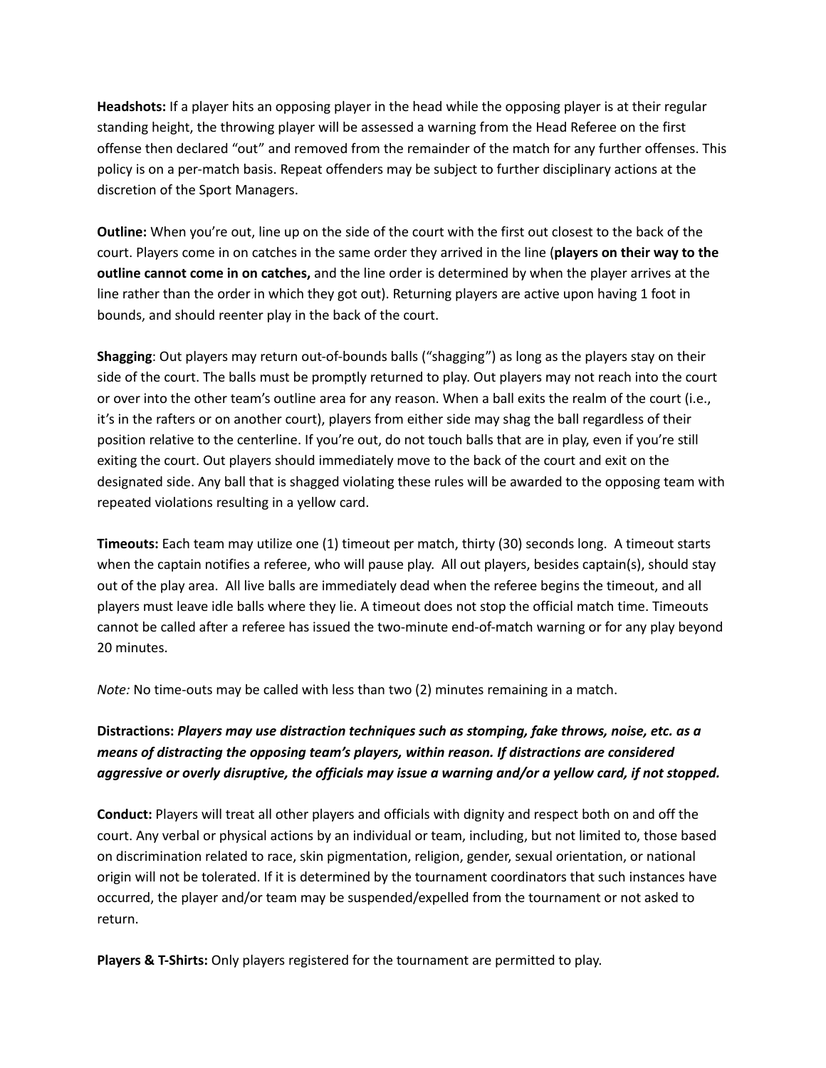**Headshots:** If a player hits an opposing player in the head while the opposing player is at their regular standing height, the throwing player will be assessed a warning from the Head Referee on the first offense then declared "out" and removed from the remainder of the match for any further offenses. This policy is on a per-match basis. Repeat offenders may be subject to further disciplinary actions at the discretion of the Sport Managers.

**Outline:** When you're out, line up on the side of the court with the first out closest to the back of the court. Players come in on catches in the same order they arrived in the line (**players on their way to the outline cannot come in on catches,** and the line order is determined by when the player arrives at the line rather than the order in which they got out). Returning players are active upon having 1 foot in bounds, and should reenter play in the back of the court.

**Shagging**: Out players may return out-of-bounds balls ("shagging") as long as the players stay on their side of the court. The balls must be promptly returned to play. Out players may not reach into the court or over into the other team's outline area for any reason. When a ball exits the realm of the court (i.e., it's in the rafters or on another court), players from either side may shag the ball regardless of their position relative to the centerline. If you're out, do not touch balls that are in play, even if you're still exiting the court. Out players should immediately move to the back of the court and exit on the designated side. Any ball that is shagged violating these rules will be awarded to the opposing team with repeated violations resulting in a yellow card.

**Timeouts:** Each team may utilize one (1) timeout per match, thirty (30) seconds long. A timeout starts when the captain notifies a referee, who will pause play. All out players, besides captain(s), should stay out of the play area. All live balls are immediately dead when the referee begins the timeout, and all players must leave idle balls where they lie. A timeout does not stop the official match time. Timeouts cannot be called after a referee has issued the two-minute end-of-match warning or for any play beyond 20 minutes.

*Note:* No time-outs may be called with less than two (2) minutes remaining in a match.

**Distractions:** ***Players may use distraction techniques such as stomping, fake throws, noise, etc. as a means of distracting the opposing team's players, within reason. If distractions are considered aggressive or overly disruptive, the officials may issue a warning and/or a yellow card, if not stopped.***

**Conduct:** Players will treat all other players and officials with dignity and respect both on and off the court. Any verbal or physical actions by an individual or team, including, but not limited to, those based on discrimination related to race, skin pigmentation, religion, gender, sexual orientation, or national origin will not be tolerated. If it is determined by the tournament coordinators that such instances have occurred, the player and/or team may be suspended/expelled from the tournament or not asked to return.

**Players & T-Shirts:** Only players registered for the tournament are permitted to play.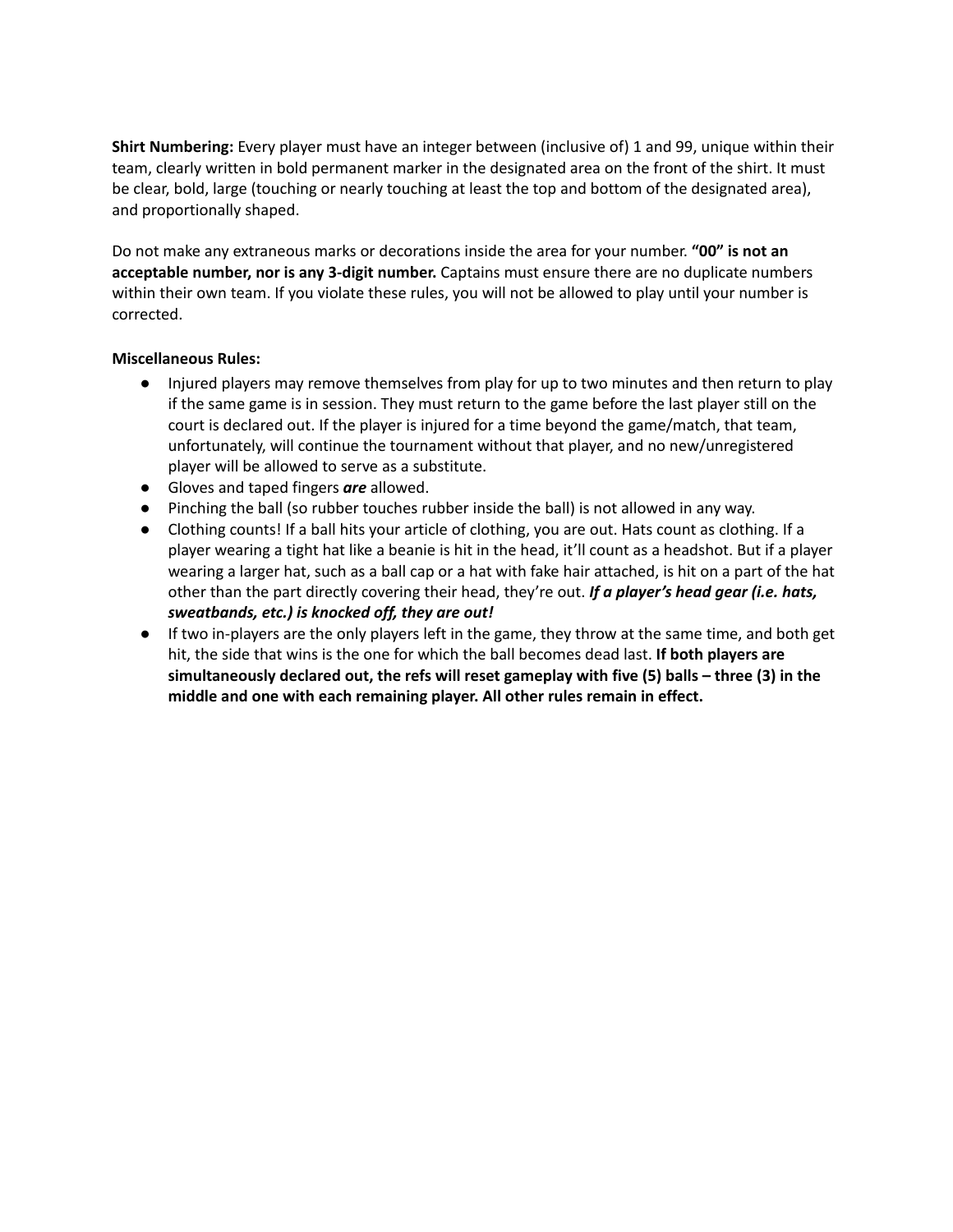**Shirt Numbering:** Every player must have an integer between (inclusive of) 1 and 99, unique within their team, clearly written in bold permanent marker in the designated area on the front of the shirt. It must be clear, bold, large (touching or nearly touching at least the top and bottom of the designated area), and proportionally shaped.

Do not make any extraneous marks or decorations inside the area for your number. **"00" is not an acceptable number, nor is any 3-digit number.** Captains must ensure there are no duplicate numbers within their own team. If you violate these rules, you will not be allowed to play until your number is corrected.

**Miscellaneous Rules:**

- Injured players may remove themselves from play for up to two minutes and then return to play if the same game is in session. They must return to the game before the last player still on the court is declared out. If the player is injured for a time beyond the game/match, that team, unfortunately, will continue the tournament without that player, and no new/unregistered player will be allowed to serve as a substitute.
- Gloves and taped fingers ***are*** allowed.
- Pinching the ball (so rubber touches rubber inside the ball) is not allowed in any way.
- Clothing counts! If a ball hits your article of clothing, you are out. Hats count as clothing. If a player wearing a tight hat like a beanie is hit in the head, it'll count as a headshot. But if a player wearing a larger hat, such as a ball cap or a hat with fake hair attached, is hit on a part of the hat other than the part directly covering their head, they're out. ***If a player's head gear (i.e. hats, sweatbands, etc.) is knocked off, they are out!***
- If two in-players are the only players left in the game, they throw at the same time, and both get hit, the side that wins is the one for which the ball becomes dead last. **If both players are simultaneously declared out, the refs will reset gameplay with five (5) balls – three (3) in the middle and one with each remaining player. All other rules remain in effect.**